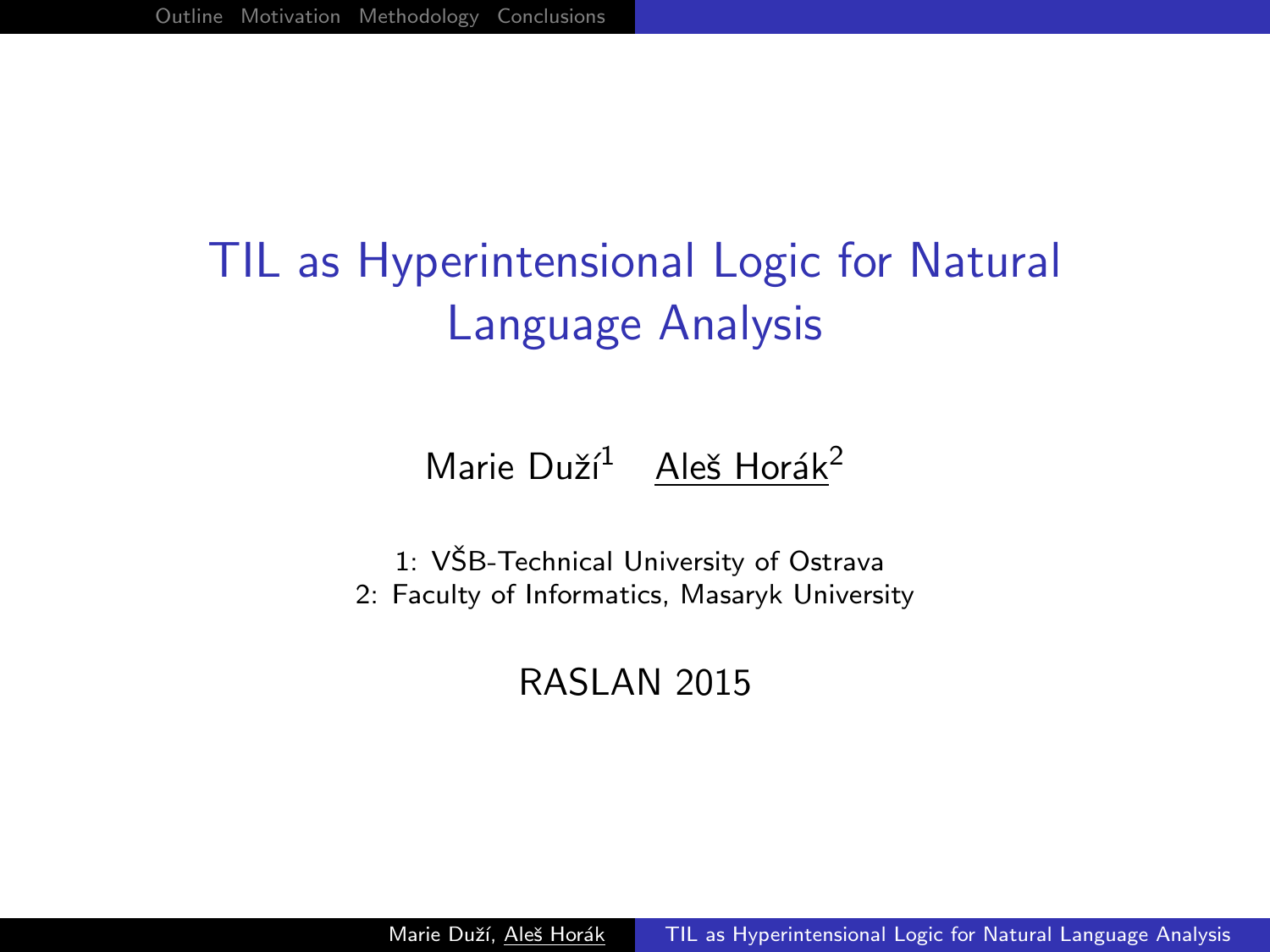# TIL as Hyperintensional Logic for Natural Language Analysis

Marie Duží[1]   Aleš Horák[2]

1: VŠB-Technical University of Ostrava
2: Faculty of Informatics, Masaryk University

RASLAN 2015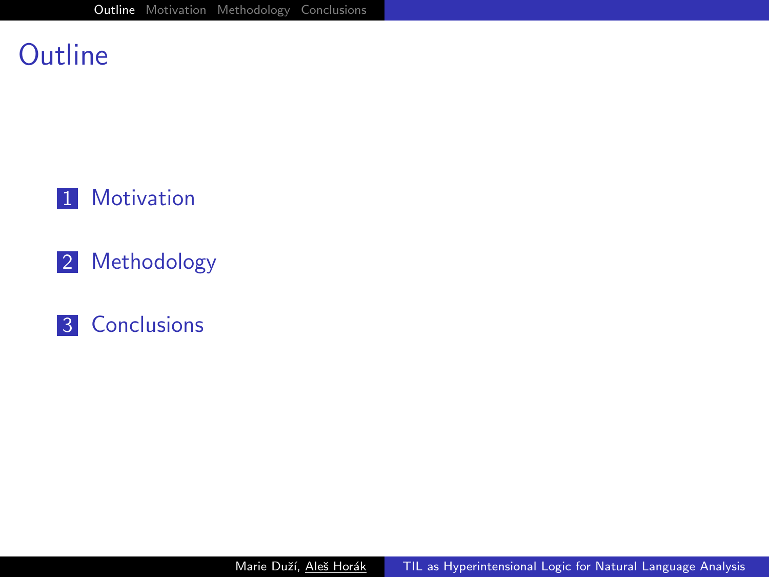# Outline

1. Motivation
2. Methodology
3. Conclusions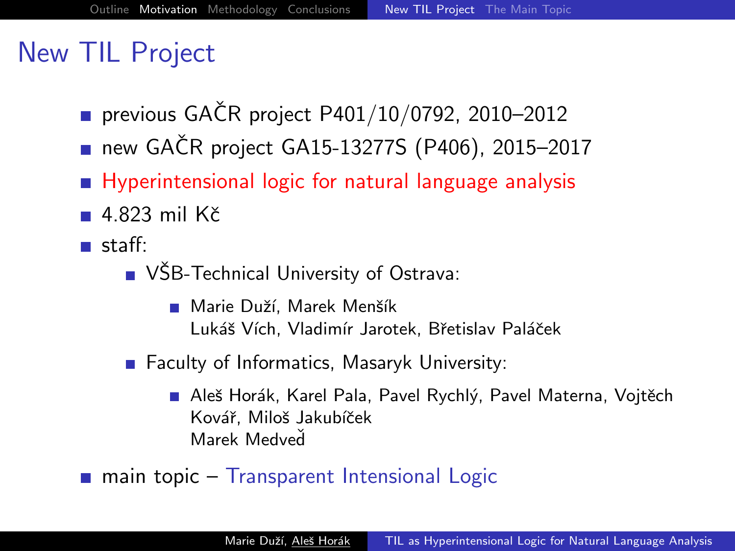# New TIL Project

- previous GAČR project P401/10/0792, 2010–2012
- new GAČR project GA15-13277S (P406), 2015–2017
- Hyperintensional logic for natural language analysis
- 4.823 mil Kč
- staff:
  - VŠB-Technical University of Ostrava:
    - Marie Duží, Marek Menšík
      Lukáš Vích, Vladimír Jarotek, Břetislav Paláček
  - Faculty of Informatics, Masaryk University:
    - Aleš Horák, Karel Pala, Pavel Rychlý, Pavel Materna, Vojtěch Kovář, Miloš Jakubíček
      Marek Medveď
- main topic – Transparent Intensional Logic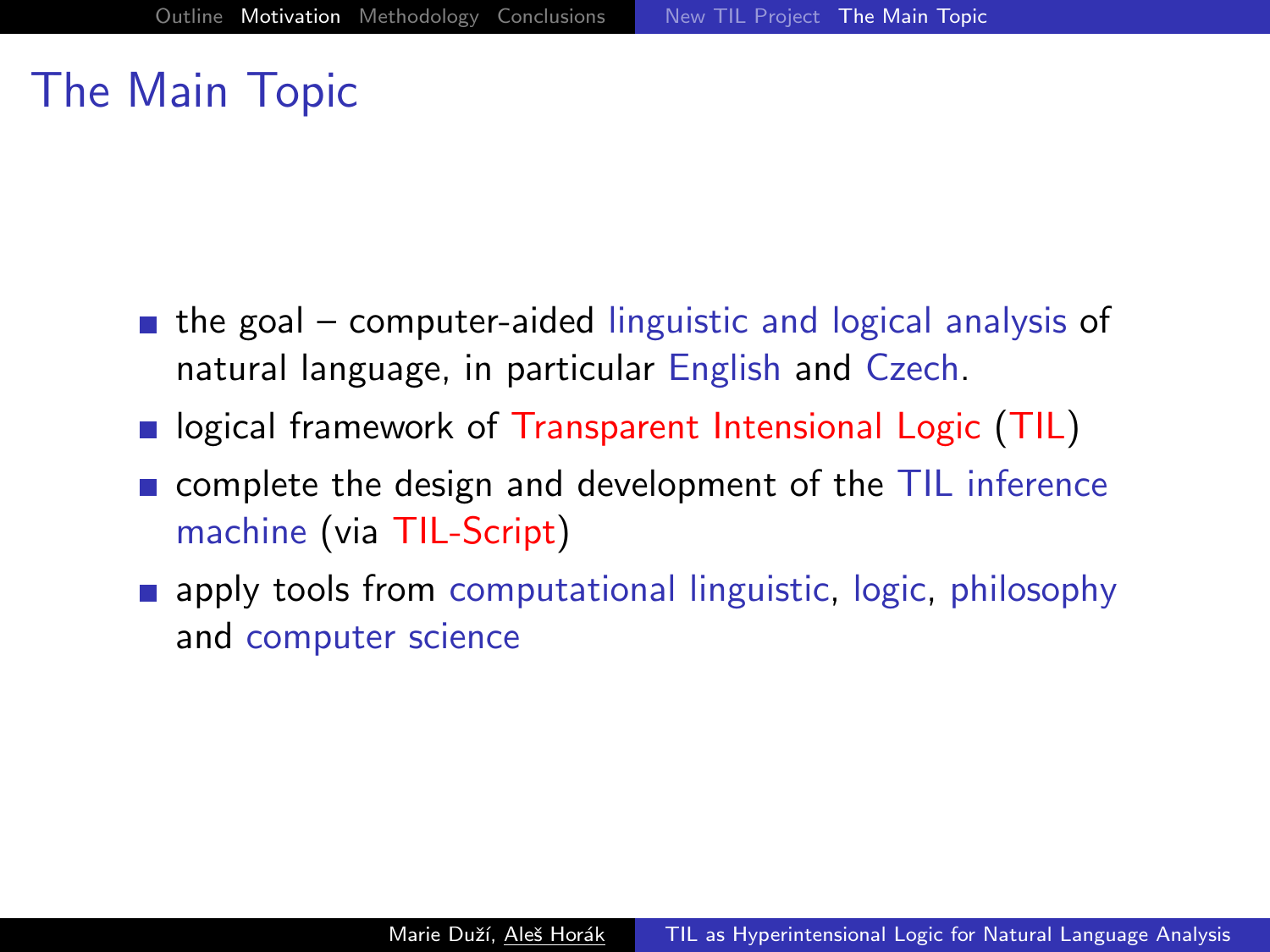# The Main Topic

- the goal – computer-aided linguistic and logical analysis of natural language, in particular English and Czech.
- logical framework of Transparent Intensional Logic (TIL)
- complete the design and development of the TIL inference machine (via TIL-Script)
- apply tools from computational linguistic, logic, philosophy and computer science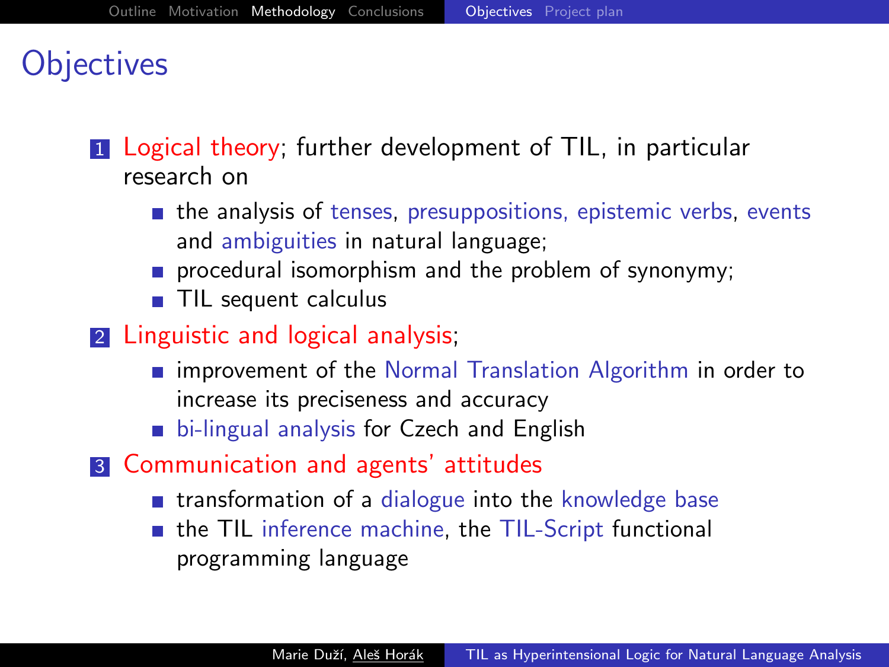# Objectives

1. Logical theory; further development of TIL, in particular research on
   - the analysis of tenses, presuppositions, epistemic verbs, events and ambiguities in natural language;
   - procedural isomorphism and the problem of synonymy;
   - TIL sequent calculus
2. Linguistic and logical analysis;
   - improvement of the Normal Translation Algorithm in order to increase its preciseness and accuracy
   - bi-lingual analysis for Czech and English
3. Communication and agents' attitudes
   - transformation of a dialogue into the knowledge base
   - the TIL inference machine, the TIL-Script functional programming language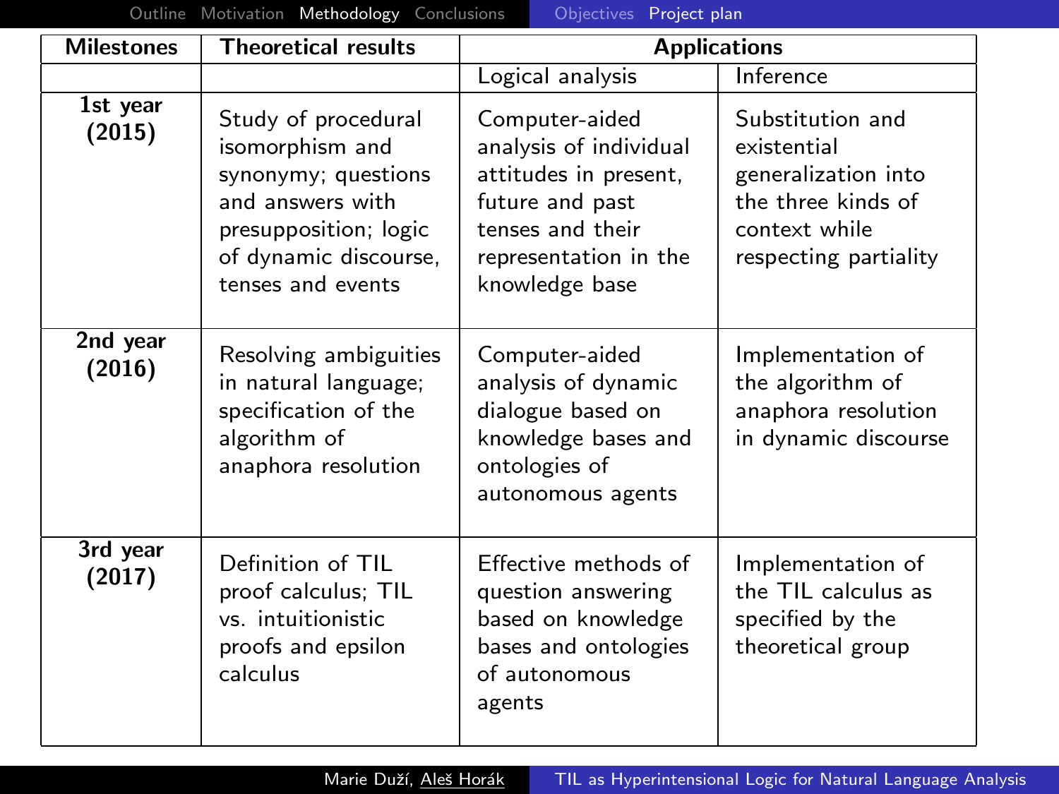| Milestones | Theoretical results | Applications | |
|---|---|---|---|
| | | Logical analysis | Inference |
| **1st year (2015)** | Study of procedural isomorphism and synonymy; questions and answers with presupposition; logic of dynamic discourse, tenses and events | Computer-aided analysis of individual attitudes in present, future and past tenses and their representation in the knowledge base | Substitution and existential generalization into the three kinds of context while respecting partiality |
| **2nd year (2016)** | Resolving ambiguities in natural language; specification of the algorithm of anaphora resolution | Computer-aided analysis of dynamic dialogue based on knowledge bases and ontologies of autonomous agents | Implementation of the algorithm of anaphora resolution in dynamic discourse |
| **3rd year (2017)** | Definition of TIL proof calculus; TIL vs. intuitionistic proofs and epsilon calculus | Effective methods of question answering based on knowledge bases and ontologies of autonomous agents | Implementation of the TIL calculus as specified by the theoretical group |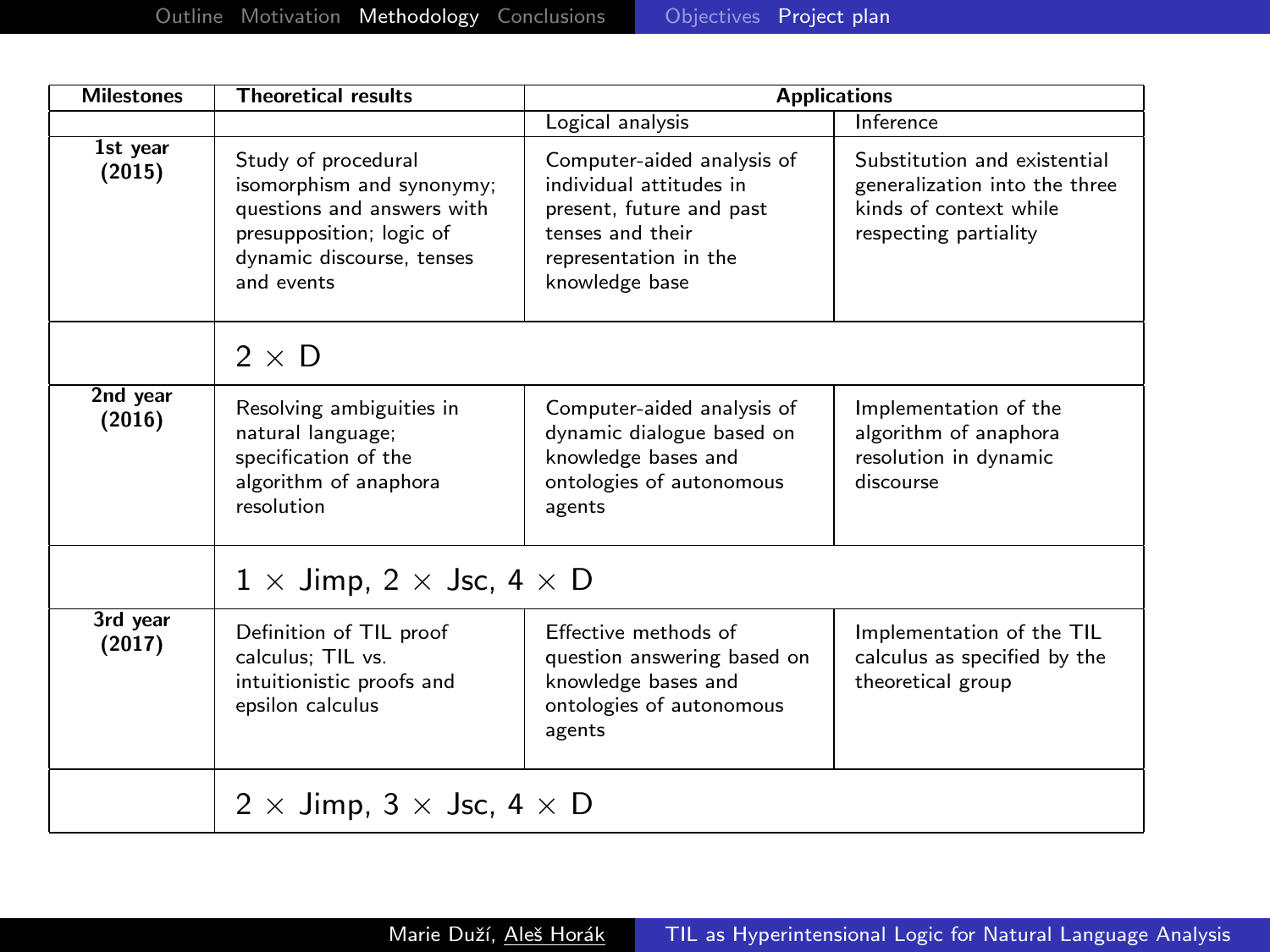| Milestones | Theoretical results | Applications | |
|---|---|---|---|
| | | Logical analysis | Inference |
| **1st year (2015)** | Study of procedural isomorphism and synonymy; questions and answers with presupposition; logic of dynamic discourse, tenses and events | Computer-aided analysis of individual attitudes in present, future and past tenses and their representation in the knowledge base | Substitution and existential generalization into the three kinds of context while respecting partiality |
| | $2 \times$ D | | |
| **2nd year (2016)** | Resolving ambiguities in natural language; specification of the algorithm of anaphora resolution | Computer-aided analysis of dynamic dialogue based on knowledge bases and ontologies of autonomous agents | Implementation of the algorithm of anaphora resolution in dynamic discourse |
| | $1 \times$ Jimp, $2 \times$ Jsc, $4 \times$ D | | |
| **3rd year (2017)** | Definition of TIL proof calculus; TIL vs. intuitionistic proofs and epsilon calculus | Effective methods of question answering based on knowledge bases and ontologies of autonomous agents | Implementation of the TIL calculus as specified by the theoretical group |
| | $2 \times$ Jimp, $3 \times$ Jsc, $4 \times$ D | | |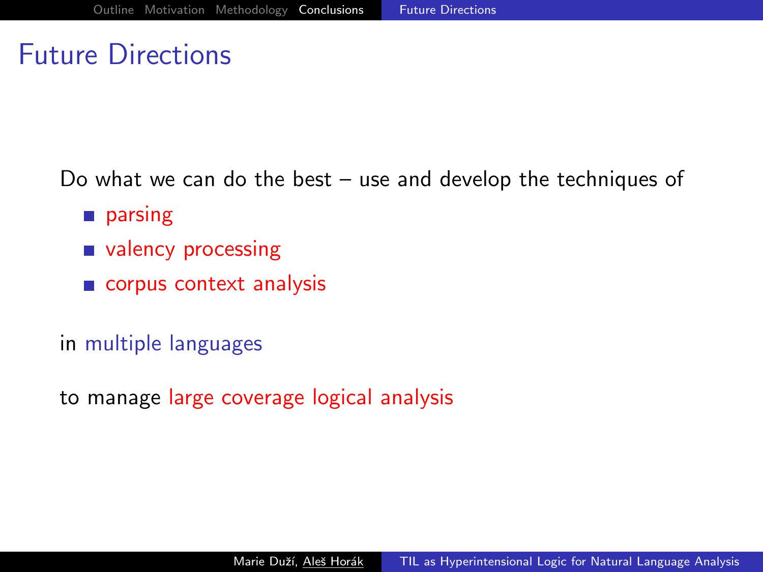# Future Directions

Do what we can do the best – use and develop the techniques of

- parsing
- valency processing
- corpus context analysis

in multiple languages

to manage large coverage logical analysis